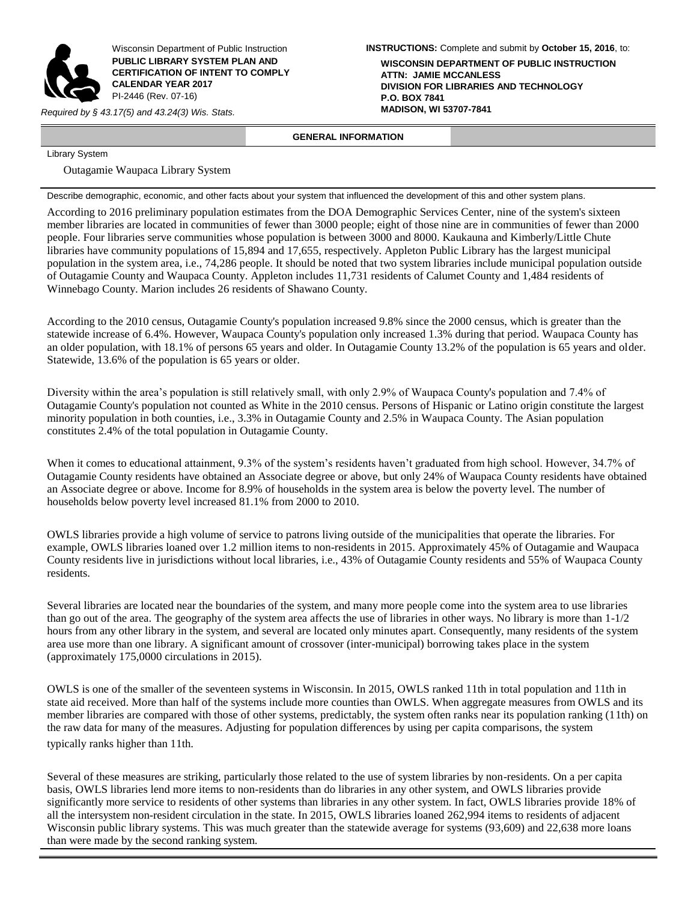Wisconsin Department of Public Instruction

**PUBLIC LIBRARY SYSTEM PLAN AND CERTIFICATION OF INTENT TO COMPLY CALENDAR YEAR 2017**

PI-2446 (Rev. 07-16)

*Required by § 43.17(5) and 43.24(3) Wis. Stats.*

**INSTRUCTIONS:** Complete and submit by **October 15, 2016**, to:

**WISCONSIN DEPARTMENT OF PUBLIC INSTRUCTION**
**ATTN: JAMIE MCCANLESS**
**DIVISION FOR LIBRARIES AND TECHNOLOGY**
**P.O. BOX 7841**
**MADISON, WI 53707-7841**

## GENERAL INFORMATION

Library System

Outagamie Waupaca Library System

Describe demographic, economic, and other facts about your system that influenced the development of this and other system plans.

According to 2016 preliminary population estimates from the DOA Demographic Services Center, nine of the system's sixteen member libraries are located in communities of fewer than 3000 people; eight of those nine are in communities of fewer than 2000 people. Four libraries serve communities whose population is between 3000 and 8000. Kaukauna and Kimberly/Little Chute libraries have community populations of 15,894 and 17,655, respectively. Appleton Public Library has the largest municipal population in the system area, i.e., 74,286 people. It should be noted that two system libraries include municipal population outside of Outagamie County and Waupaca County. Appleton includes 11,731 residents of Calumet County and 1,484 residents of Winnebago County. Marion includes 26 residents of Shawano County.

According to the 2010 census, Outagamie County's population increased 9.8% since the 2000 census, which is greater than the statewide increase of 6.4%. However, Waupaca County's population only increased 1.3% during that period. Waupaca County has an older population, with 18.1% of persons 65 years and older. In Outagamie County 13.2% of the population is 65 years and older. Statewide, 13.6% of the population is 65 years or older.

Diversity within the area's population is still relatively small, with only 2.9% of Waupaca County's population and 7.4% of Outagamie County's population not counted as White in the 2010 census. Persons of Hispanic or Latino origin constitute the largest minority population in both counties, i.e., 3.3% in Outagamie County and 2.5% in Waupaca County. The Asian population constitutes 2.4% of the total population in Outagamie County.

When it comes to educational attainment, 9.3% of the system's residents haven't graduated from high school. However, 34.7% of Outagamie County residents have obtained an Associate degree or above, but only 24% of Waupaca County residents have obtained an Associate degree or above. Income for 8.9% of households in the system area is below the poverty level. The number of households below poverty level increased 81.1% from 2000 to 2010.

OWLS libraries provide a high volume of service to patrons living outside of the municipalities that operate the libraries. For example, OWLS libraries loaned over 1.2 million items to non-residents in 2015. Approximately 45% of Outagamie and Waupaca County residents live in jurisdictions without local libraries, i.e., 43% of Outagamie County residents and 55% of Waupaca County residents.

Several libraries are located near the boundaries of the system, and many more people come into the system area to use libraries than go out of the area. The geography of the system area affects the use of libraries in other ways. No library is more than 1-1/2 hours from any other library in the system, and several are located only minutes apart. Consequently, many residents of the system area use more than one library. A significant amount of crossover (inter-municipal) borrowing takes place in the system (approximately 175,0000 circulations in 2015).

OWLS is one of the smaller of the seventeen systems in Wisconsin. In 2015, OWLS ranked 11th in total population and 11th in state aid received. More than half of the systems include more counties than OWLS. When aggregate measures from OWLS and its member libraries are compared with those of other systems, predictably, the system often ranks near its population ranking (11th) on the raw data for many of the measures. Adjusting for population differences by using per capita comparisons, the system typically ranks higher than 11th.

Several of these measures are striking, particularly those related to the use of system libraries by non-residents. On a per capita basis, OWLS libraries lend more items to non-residents than do libraries in any other system, and OWLS libraries provide significantly more service to residents of other systems than libraries in any other system. In fact, OWLS libraries provide 18% of all the intersystem non-resident circulation in the state. In 2015, OWLS libraries loaned 262,994 items to residents of adjacent Wisconsin public library systems. This was much greater than the statewide average for systems (93,609) and 22,638 more loans than were made by the second ranking system.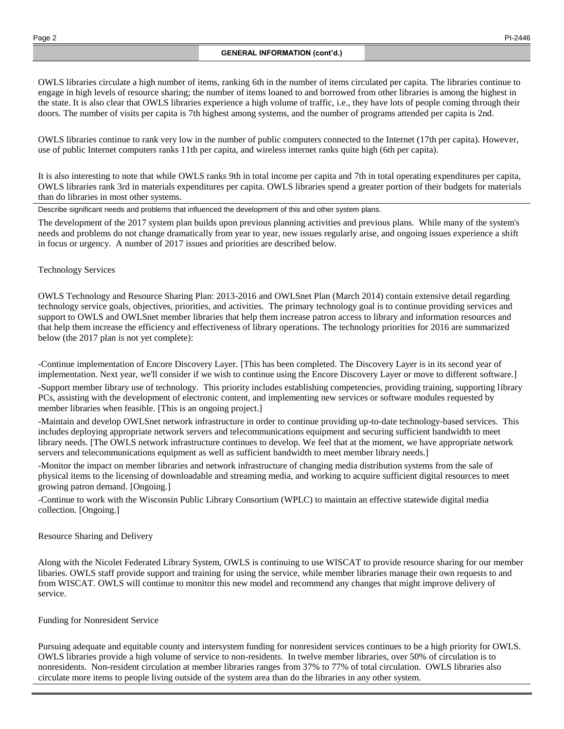## GENERAL INFORMATION (cont'd.)

OWLS libraries circulate a high number of items, ranking 6th in the number of items circulated per capita. The libraries continue to engage in high levels of resource sharing; the number of items loaned to and borrowed from other libraries is among the highest in the state. It is also clear that OWLS libraries experience a high volume of traffic, i.e., they have lots of people coming through their doors. The number of visits per capita is 7th highest among systems, and the number of programs attended per capita is 2nd.

OWLS libraries continue to rank very low in the number of public computers connected to the Internet (17th per capita). However, use of public Internet computers ranks 11th per capita, and wireless internet ranks quite high (6th per capita).

It is also interesting to note that while OWLS ranks 9th in total income per capita and 7th in total operating expenditures per capita, OWLS libraries rank 3rd in materials expenditures per capita. OWLS libraries spend a greater portion of their budgets for materials than do libraries in most other systems.

Describe significant needs and problems that influenced the development of this and other system plans.

The development of the 2017 system plan builds upon previous planning activities and previous plans. While many of the system's needs and problems do not change dramatically from year to year, new issues regularly arise, and ongoing issues experience a shift in focus or urgency. A number of 2017 issues and priorities are described below.

Technology Services

OWLS Technology and Resource Sharing Plan: 2013-2016 and OWLSnet Plan (March 2014) contain extensive detail regarding technology service goals, objectives, priorities, and activities. The primary technology goal is to continue providing services and support to OWLS and OWLSnet member libraries that help them increase patron access to library and information resources and that help them increase the efficiency and effectiveness of library operations. The technology priorities for 2016 are summarized below (the 2017 plan is not yet complete):

-Continue implementation of Encore Discovery Layer. [This has been completed. The Discovery Layer is in its second year of implementation. Next year, we'll consider if we wish to continue using the Encore Discovery Layer or move to different software.]

-Support member library use of technology. This priority includes establishing competencies, providing training, supporting library PCs, assisting with the development of electronic content, and implementing new services or software modules requested by member libraries when feasible. [This is an ongoing project.]

-Maintain and develop OWLSnet network infrastructure in order to continue providing up-to-date technology-based services. This includes deploying appropriate network servers and telecommunications equipment and securing sufficient bandwidth to meet library needs. [The OWLS network infrastructure continues to develop. We feel that at the moment, we have appropriate network servers and telecommunications equipment as well as sufficient bandwidth to meet member library needs.]

-Monitor the impact on member libraries and network infrastructure of changing media distribution systems from the sale of physical items to the licensing of downloadable and streaming media, and working to acquire sufficient digital resources to meet growing patron demand. [Ongoing.]

-Continue to work with the Wisconsin Public Library Consortium (WPLC) to maintain an effective statewide digital media collection. [Ongoing.]

Resource Sharing and Delivery

Along with the Nicolet Federated Library System, OWLS is continuing to use WISCAT to provide resource sharing for our member libaries. OWLS staff provide support and training for using the service, while member libraries manage their own requests to and from WISCAT. OWLS will continue to monitor this new model and recommend any changes that might improve delivery of service.

Funding for Nonresident Service

Pursuing adequate and equitable county and intersystem funding for nonresident services continues to be a high priority for OWLS. OWLS libraries provide a high volume of service to non-residents. In twelve member libraries, over 50% of circulation is to nonresidents. Non-resident circulation at member libraries ranges from 37% to 77% of total circulation. OWLS libraries also circulate more items to people living outside of the system area than do the libraries in any other system.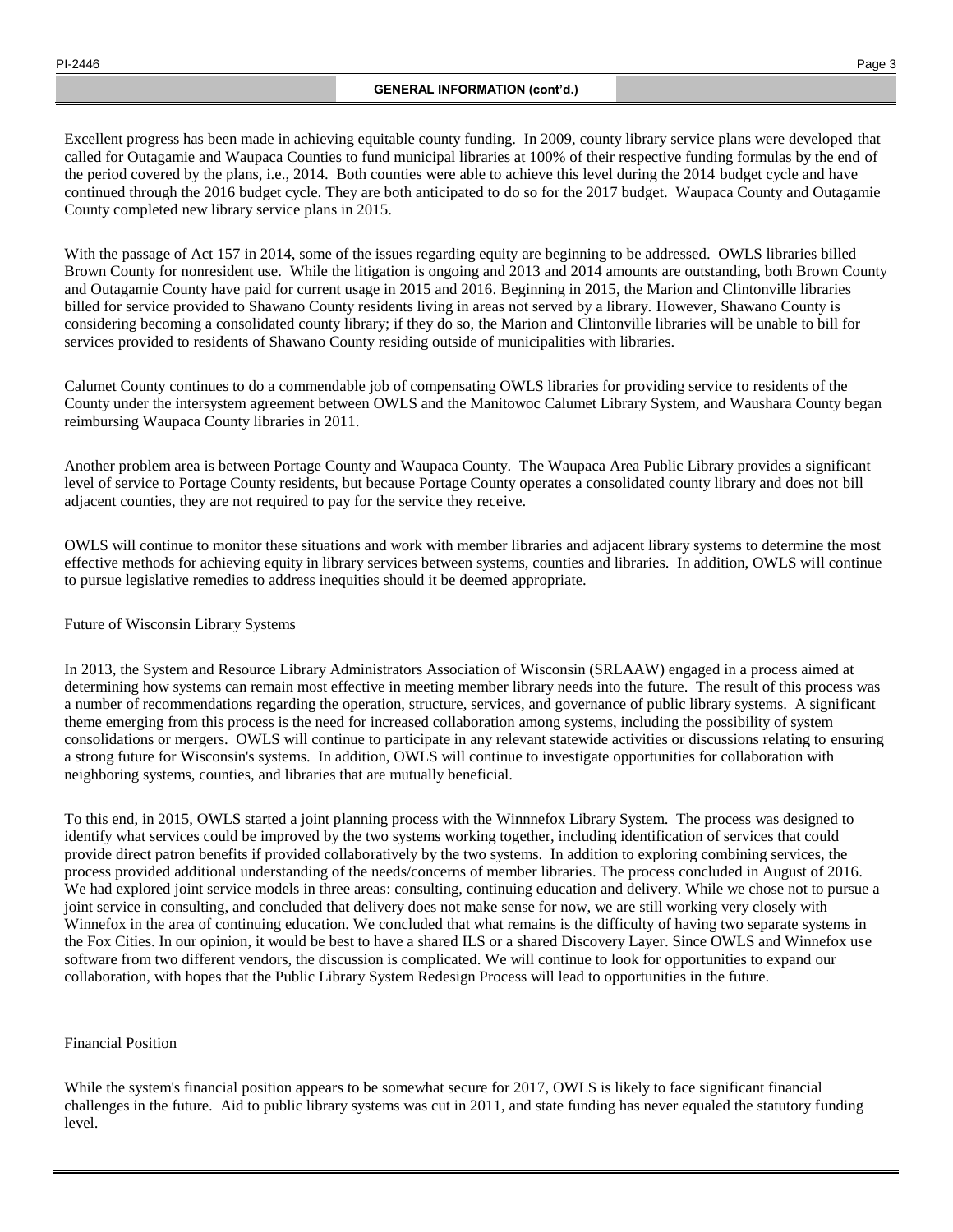## GENERAL INFORMATION (cont'd.)

Excellent progress has been made in achieving equitable county funding. In 2009, county library service plans were developed that called for Outagamie and Waupaca Counties to fund municipal libraries at 100% of their respective funding formulas by the end of the period covered by the plans, i.e., 2014. Both counties were able to achieve this level during the 2014 budget cycle and have continued through the 2016 budget cycle. They are both anticipated to do so for the 2017 budget. Waupaca County and Outagamie County completed new library service plans in 2015.

With the passage of Act 157 in 2014, some of the issues regarding equity are beginning to be addressed. OWLS libraries billed Brown County for nonresident use. While the litigation is ongoing and 2013 and 2014 amounts are outstanding, both Brown County and Outagamie County have paid for current usage in 2015 and 2016. Beginning in 2015, the Marion and Clintonville libraries billed for service provided to Shawano County residents living in areas not served by a library. However, Shawano County is considering becoming a consolidated county library; if they do so, the Marion and Clintonville libraries will be unable to bill for services provided to residents of Shawano County residing outside of municipalities with libraries.

Calumet County continues to do a commendable job of compensating OWLS libraries for providing service to residents of the County under the intersystem agreement between OWLS and the Manitowoc Calumet Library System, and Waushara County began reimbursing Waupaca County libraries in 2011.

Another problem area is between Portage County and Waupaca County. The Waupaca Area Public Library provides a significant level of service to Portage County residents, but because Portage County operates a consolidated county library and does not bill adjacent counties, they are not required to pay for the service they receive.

OWLS will continue to monitor these situations and work with member libraries and adjacent library systems to determine the most effective methods for achieving equity in library services between systems, counties and libraries. In addition, OWLS will continue to pursue legislative remedies to address inequities should it be deemed appropriate.

Future of Wisconsin Library Systems

In 2013, the System and Resource Library Administrators Association of Wisconsin (SRLAAW) engaged in a process aimed at determining how systems can remain most effective in meeting member library needs into the future. The result of this process was a number of recommendations regarding the operation, structure, services, and governance of public library systems. A significant theme emerging from this process is the need for increased collaboration among systems, including the possibility of system consolidations or mergers. OWLS will continue to participate in any relevant statewide activities or discussions relating to ensuring a strong future for Wisconsin's systems. In addition, OWLS will continue to investigate opportunities for collaboration with neighboring systems, counties, and libraries that are mutually beneficial.

To this end, in 2015, OWLS started a joint planning process with the Winnnefox Library System. The process was designed to identify what services could be improved by the two systems working together, including identification of services that could provide direct patron benefits if provided collaboratively by the two systems. In addition to exploring combining services, the process provided additional understanding of the needs/concerns of member libraries. The process concluded in August of 2016. We had explored joint service models in three areas: consulting, continuing education and delivery. While we chose not to pursue a joint service in consulting, and concluded that delivery does not make sense for now, we are still working very closely with Winnefox in the area of continuing education. We concluded that what remains is the difficulty of having two separate systems in the Fox Cities. In our opinion, it would be best to have a shared ILS or a shared Discovery Layer. Since OWLS and Winnefox use software from two different vendors, the discussion is complicated. We will continue to look for opportunities to expand our collaboration, with hopes that the Public Library System Redesign Process will lead to opportunities in the future.

Financial Position

While the system's financial position appears to be somewhat secure for 2017, OWLS is likely to face significant financial challenges in the future. Aid to public library systems was cut in 2011, and state funding has never equaled the statutory funding level.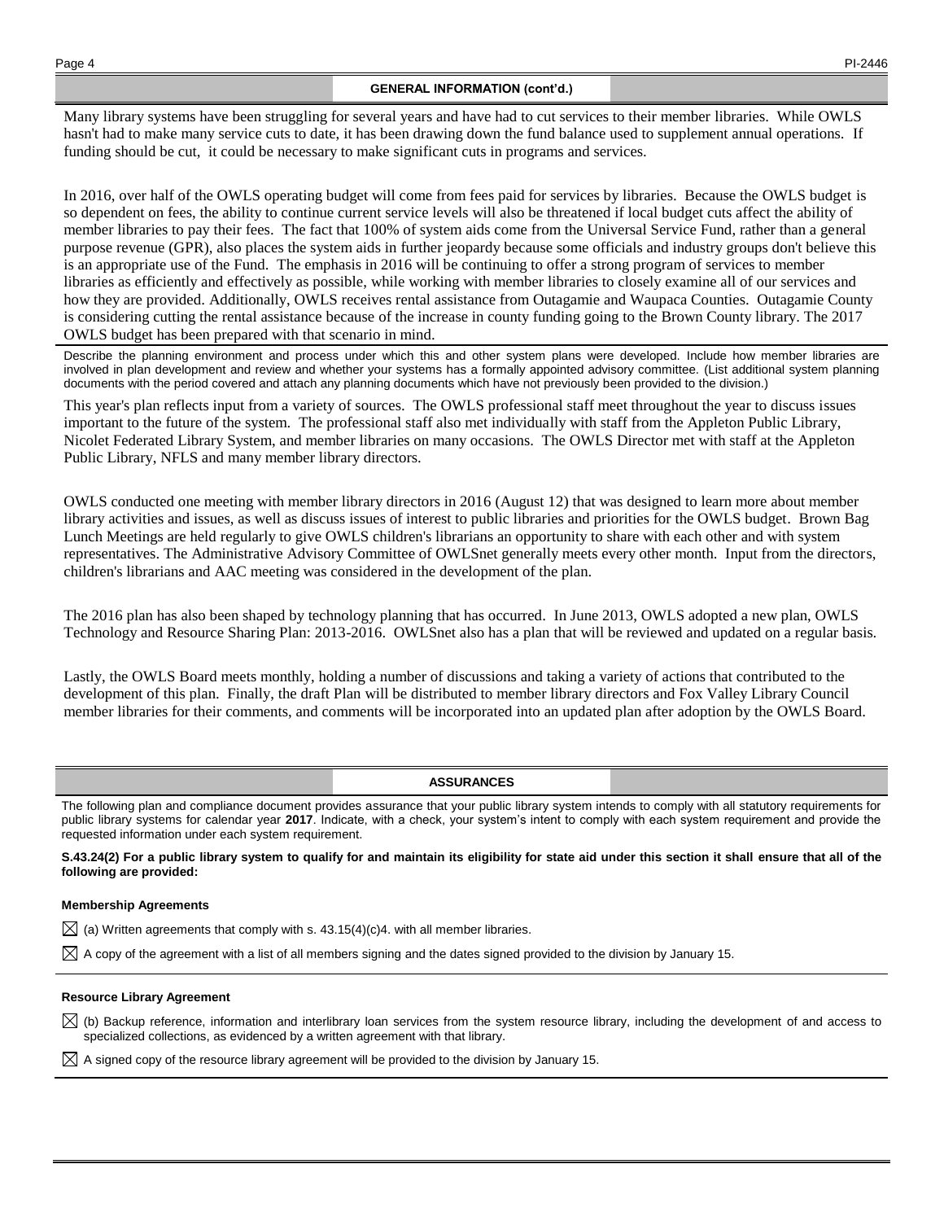## GENERAL INFORMATION (cont'd.)

Many library systems have been struggling for several years and have had to cut services to their member libraries. While OWLS hasn't had to make many service cuts to date, it has been drawing down the fund balance used to supplement annual operations. If funding should be cut, it could be necessary to make significant cuts in programs and services.

In 2016, over half of the OWLS operating budget will come from fees paid for services by libraries. Because the OWLS budget is so dependent on fees, the ability to continue current service levels will also be threatened if local budget cuts affect the ability of member libraries to pay their fees. The fact that 100% of system aids come from the Universal Service Fund, rather than a general purpose revenue (GPR), also places the system aids in further jeopardy because some officials and industry groups don't believe this is an appropriate use of the Fund. The emphasis in 2016 will be continuing to offer a strong program of services to member libraries as efficiently and effectively as possible, while working with member libraries to closely examine all of our services and how they are provided. Additionally, OWLS receives rental assistance from Outagamie and Waupaca Counties. Outagamie County is considering cutting the rental assistance because of the increase in county funding going to the Brown County library. The 2017 OWLS budget has been prepared with that scenario in mind.

Describe the planning environment and process under which this and other system plans were developed. Include how member libraries are involved in plan development and review and whether your systems has a formally appointed advisory committee. (List additional system planning documents with the period covered and attach any planning documents which have not previously been provided to the division.)

This year's plan reflects input from a variety of sources. The OWLS professional staff meet throughout the year to discuss issues important to the future of the system. The professional staff also met individually with staff from the Appleton Public Library, Nicolet Federated Library System, and member libraries on many occasions. The OWLS Director met with staff at the Appleton Public Library, NFLS and many member library directors.

OWLS conducted one meeting with member library directors in 2016 (August 12) that was designed to learn more about member library activities and issues, as well as discuss issues of interest to public libraries and priorities for the OWLS budget. Brown Bag Lunch Meetings are held regularly to give OWLS children's librarians an opportunity to share with each other and with system representatives. The Administrative Advisory Committee of OWLSnet generally meets every other month. Input from the directors, children's librarians and AAC meeting was considered in the development of the plan.

The 2016 plan has also been shaped by technology planning that has occurred. In June 2013, OWLS adopted a new plan, OWLS Technology and Resource Sharing Plan: 2013-2016. OWLSnet also has a plan that will be reviewed and updated on a regular basis.

Lastly, the OWLS Board meets monthly, holding a number of discussions and taking a variety of actions that contributed to the development of this plan. Finally, the draft Plan will be distributed to member library directors and Fox Valley Library Council member libraries for their comments, and comments will be incorporated into an updated plan after adoption by the OWLS Board.

## ASSURANCES

The following plan and compliance document provides assurance that your public library system intends to comply with all statutory requirements for public library systems for calendar year **2017**. Indicate, with a check, your system's intent to comply with each system requirement and provide the requested information under each system requirement.

**S.43.24(2) For a public library system to qualify for and maintain its eligibility for state aid under this section it shall ensure that all of the following are provided:**

**Membership Agreements**

☒ (a) Written agreements that comply with s. 43.15(4)(c)4. with all member libraries.

☒ A copy of the agreement with a list of all members signing and the dates signed provided to the division by January 15.

**Resource Library Agreement**

☒ (b) Backup reference, information and interlibrary loan services from the system resource library, including the development of and access to specialized collections, as evidenced by a written agreement with that library.

☒ A signed copy of the resource library agreement will be provided to the division by January 15.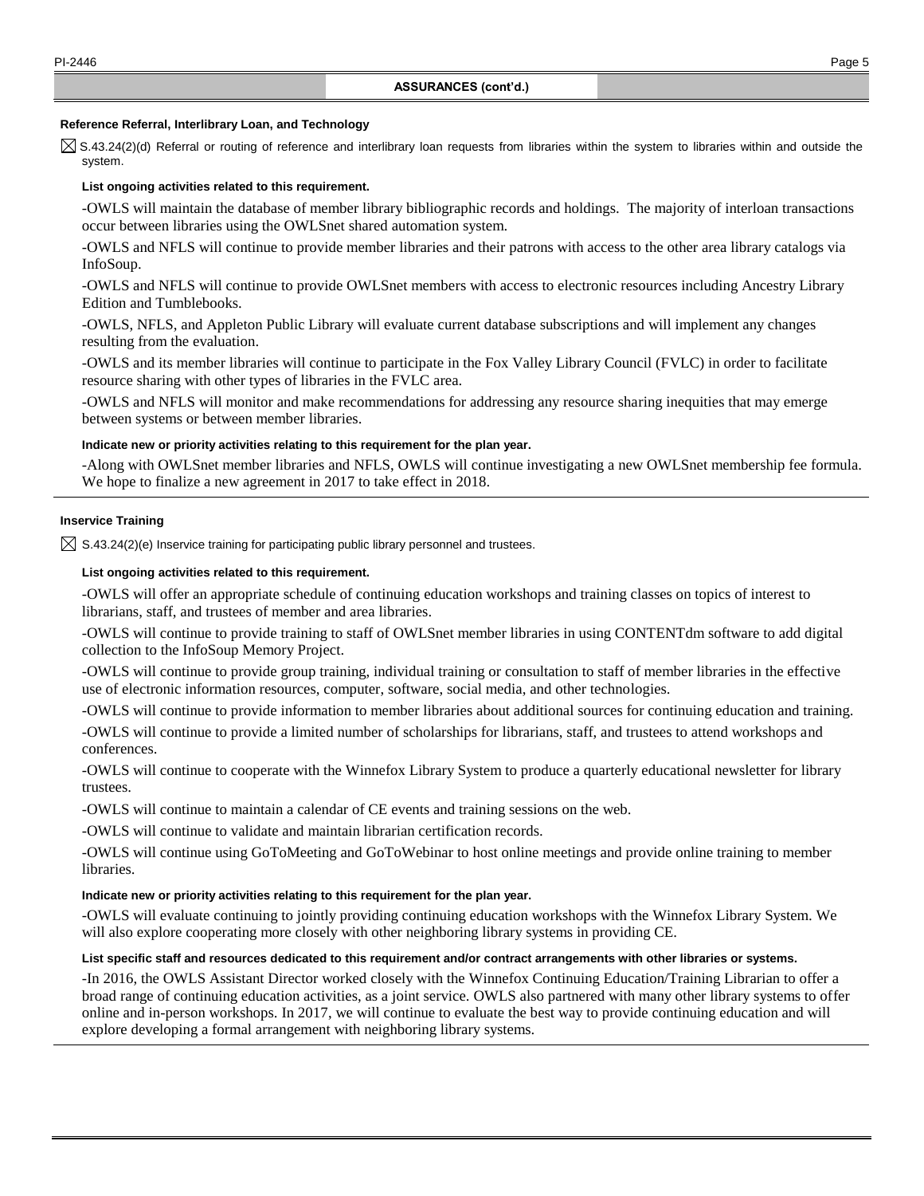## ASSURANCES (cont'd.)

### Reference Referral, Interlibrary Loan, and Technology

☒ S.43.24(2)(d) Referral or routing of reference and interlibrary loan requests from libraries within the system to libraries within and outside the system.

**List ongoing activities related to this requirement.**

-OWLS will maintain the database of member library bibliographic records and holdings. The majority of interloan transactions occur between libraries using the OWLSnet shared automation system.

-OWLS and NFLS will continue to provide member libraries and their patrons with access to the other area library catalogs via InfoSoup.

-OWLS and NFLS will continue to provide OWLSnet members with access to electronic resources including Ancestry Library Edition and Tumblebooks.

-OWLS, NFLS, and Appleton Public Library will evaluate current database subscriptions and will implement any changes resulting from the evaluation.

-OWLS and its member libraries will continue to participate in the Fox Valley Library Council (FVLC) in order to facilitate resource sharing with other types of libraries in the FVLC area.

-OWLS and NFLS will monitor and make recommendations for addressing any resource sharing inequities that may emerge between systems or between member libraries.

**Indicate new or priority activities relating to this requirement for the plan year.**

-Along with OWLSnet member libraries and NFLS, OWLS will continue investigating a new OWLSnet membership fee formula. We hope to finalize a new agreement in 2017 to take effect in 2018.

### Inservice Training

☒ S.43.24(2)(e) Inservice training for participating public library personnel and trustees.

**List ongoing activities related to this requirement.**

-OWLS will offer an appropriate schedule of continuing education workshops and training classes on topics of interest to librarians, staff, and trustees of member and area libraries.

-OWLS will continue to provide training to staff of OWLSnet member libraries in using CONTENTdm software to add digital collection to the InfoSoup Memory Project.

-OWLS will continue to provide group training, individual training or consultation to staff of member libraries in the effective use of electronic information resources, computer, software, social media, and other technologies.

-OWLS will continue to provide information to member libraries about additional sources for continuing education and training.

-OWLS will continue to provide a limited number of scholarships for librarians, staff, and trustees to attend workshops and conferences.

-OWLS will continue to cooperate with the Winnefox Library System to produce a quarterly educational newsletter for library trustees.

-OWLS will continue to maintain a calendar of CE events and training sessions on the web.

-OWLS will continue to validate and maintain librarian certification records.

-OWLS will continue using GoToMeeting and GoToWebinar to host online meetings and provide online training to member libraries.

**Indicate new or priority activities relating to this requirement for the plan year.**

-OWLS will evaluate continuing to jointly providing continuing education workshops with the Winnefox Library System. We will also explore cooperating more closely with other neighboring library systems in providing CE.

**List specific staff and resources dedicated to this requirement and/or contract arrangements with other libraries or systems.**

-In 2016, the OWLS Assistant Director worked closely with the Winnefox Continuing Education/Training Librarian to offer a broad range of continuing education activities, as a joint service. OWLS also partnered with many other library systems to offer online and in-person workshops. In 2017, we will continue to evaluate the best way to provide continuing education and will explore developing a formal arrangement with neighboring library systems.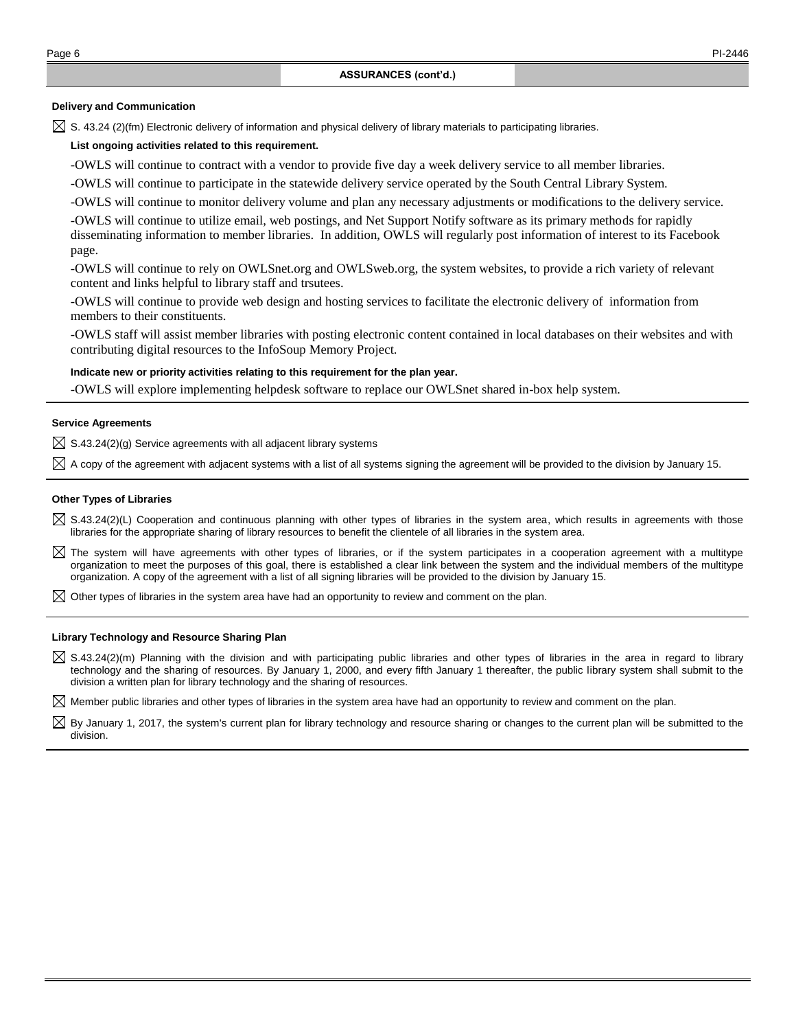## ASSURANCES (cont'd.)

### Delivery and Communication

☒ S. 43.24 (2)(fm) Electronic delivery of information and physical delivery of library materials to participating libraries.

**List ongoing activities related to this requirement.**

-OWLS will continue to contract with a vendor to provide five day a week delivery service to all member libraries.

-OWLS will continue to participate in the statewide delivery service operated by the South Central Library System.

-OWLS will continue to monitor delivery volume and plan any necessary adjustments or modifications to the delivery service.

-OWLS will continue to utilize email, web postings, and Net Support Notify software as its primary methods for rapidly disseminating information to member libraries. In addition, OWLS will regularly post information of interest to its Facebook page.

-OWLS will continue to rely on OWLSnet.org and OWLSweb.org, the system websites, to provide a rich variety of relevant content and links helpful to library staff and trsutees.

-OWLS will continue to provide web design and hosting services to facilitate the electronic delivery of information from members to their constituents.

-OWLS staff will assist member libraries with posting electronic content contained in local databases on their websites and with contributing digital resources to the InfoSoup Memory Project.

**Indicate new or priority activities relating to this requirement for the plan year.**

-OWLS will explore implementing helpdesk software to replace our OWLSnet shared in-box help system.

### Service Agreements

☒ S.43.24(2)(g) Service agreements with all adjacent library systems

☒ A copy of the agreement with adjacent systems with a list of all systems signing the agreement will be provided to the division by January 15.

### Other Types of Libraries

☒ S.43.24(2)(L) Cooperation and continuous planning with other types of libraries in the system area, which results in agreements with those libraries for the appropriate sharing of library resources to benefit the clientele of all libraries in the system area.

☒ The system will have agreements with other types of libraries, or if the system participates in a cooperation agreement with a multitype organization to meet the purposes of this goal, there is established a clear link between the system and the individual members of the multitype organization. A copy of the agreement with a list of all signing libraries will be provided to the division by January 15.

☒ Other types of libraries in the system area have had an opportunity to review and comment on the plan.

### Library Technology and Resource Sharing Plan

☒ S.43.24(2)(m) Planning with the division and with participating public libraries and other types of libraries in the area in regard to library technology and the sharing of resources. By January 1, 2000, and every fifth January 1 thereafter, the public library system shall submit to the division a written plan for library technology and the sharing of resources.

☒ Member public libraries and other types of libraries in the system area have had an opportunity to review and comment on the plan.

☒ By January 1, 2017, the system's current plan for library technology and resource sharing or changes to the current plan will be submitted to the division.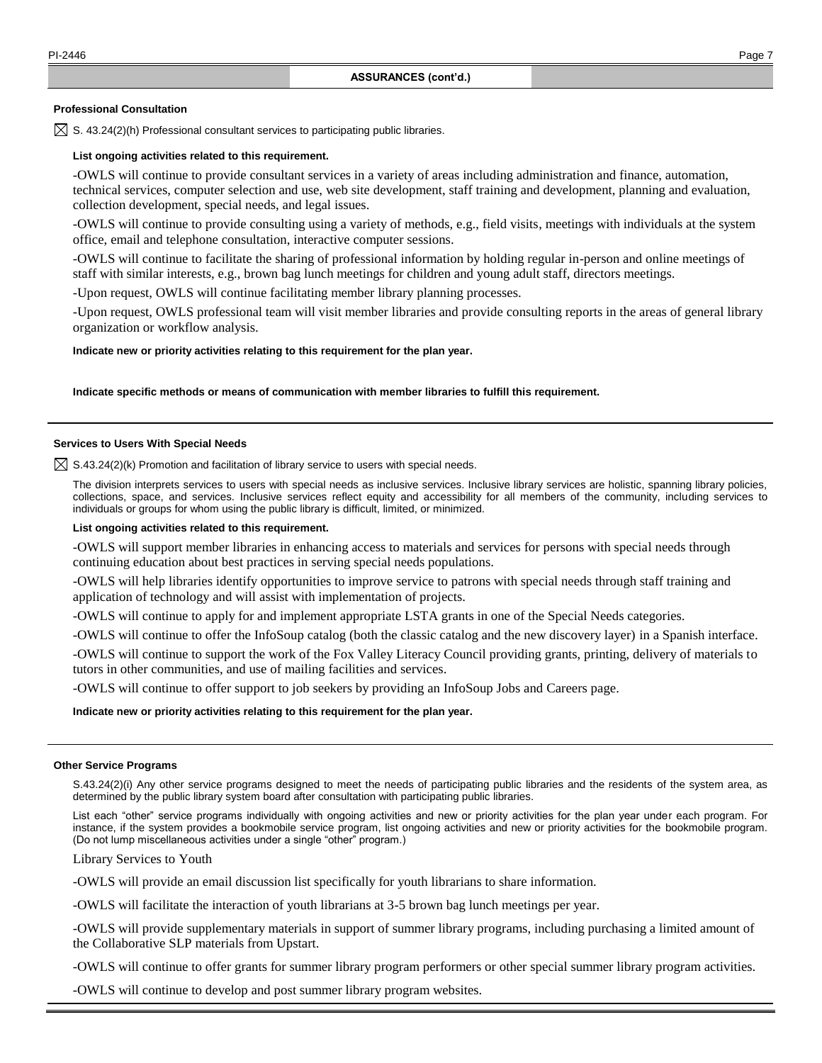## ASSURANCES (cont'd.)

### Professional Consultation

☒ S. 43.24(2)(h) Professional consultant services to participating public libraries.

**List ongoing activities related to this requirement.**

-OWLS will continue to provide consultant services in a variety of areas including administration and finance, automation, technical services, computer selection and use, web site development, staff training and development, planning and evaluation, collection development, special needs, and legal issues.

-OWLS will continue to provide consulting using a variety of methods, e.g., field visits, meetings with individuals at the system office, email and telephone consultation, interactive computer sessions.

-OWLS will continue to facilitate the sharing of professional information by holding regular in-person and online meetings of staff with similar interests, e.g., brown bag lunch meetings for children and young adult staff, directors meetings.

-Upon request, OWLS will continue facilitating member library planning processes.

-Upon request, OWLS professional team will visit member libraries and provide consulting reports in the areas of general library organization or workflow analysis.

**Indicate new or priority activities relating to this requirement for the plan year.**

**Indicate specific methods or means of communication with member libraries to fulfill this requirement.**

---

### Services to Users With Special Needs

☒ S.43.24(2)(k) Promotion and facilitation of library service to users with special needs.

The division interprets services to users with special needs as inclusive services. Inclusive library services are holistic, spanning library policies, collections, space, and services. Inclusive services reflect equity and accessibility for all members of the community, including services to individuals or groups for whom using the public library is difficult, limited, or minimized.

**List ongoing activities related to this requirement.**

-OWLS will support member libraries in enhancing access to materials and services for persons with special needs through continuing education about best practices in serving special needs populations.

-OWLS will help libraries identify opportunities to improve service to patrons with special needs through staff training and application of technology and will assist with implementation of projects.

-OWLS will continue to apply for and implement appropriate LSTA grants in one of the Special Needs categories.

-OWLS will continue to offer the InfoSoup catalog (both the classic catalog and the new discovery layer) in a Spanish interface.

-OWLS will continue to support the work of the Fox Valley Literacy Council providing grants, printing, delivery of materials to tutors in other communities, and use of mailing facilities and services.

-OWLS will continue to offer support to job seekers by providing an InfoSoup Jobs and Careers page.

**Indicate new or priority activities relating to this requirement for the plan year.**

---

### Other Service Programs

S.43.24(2)(i) Any other service programs designed to meet the needs of participating public libraries and the residents of the system area, as determined by the public library system board after consultation with participating public libraries.

List each "other" service programs individually with ongoing activities and new or priority activities for the plan year under each program. For instance, if the system provides a bookmobile service program, list ongoing activities and new or priority activities for the bookmobile program. (Do not lump miscellaneous activities under a single "other" program.)

Library Services to Youth

-OWLS will provide an email discussion list specifically for youth librarians to share information.

-OWLS will facilitate the interaction of youth librarians at 3-5 brown bag lunch meetings per year.

-OWLS will provide supplementary materials in support of summer library programs, including purchasing a limited amount of the Collaborative SLP materials from Upstart.

-OWLS will continue to offer grants for summer library program performers or other special summer library program activities.

-OWLS will continue to develop and post summer library program websites.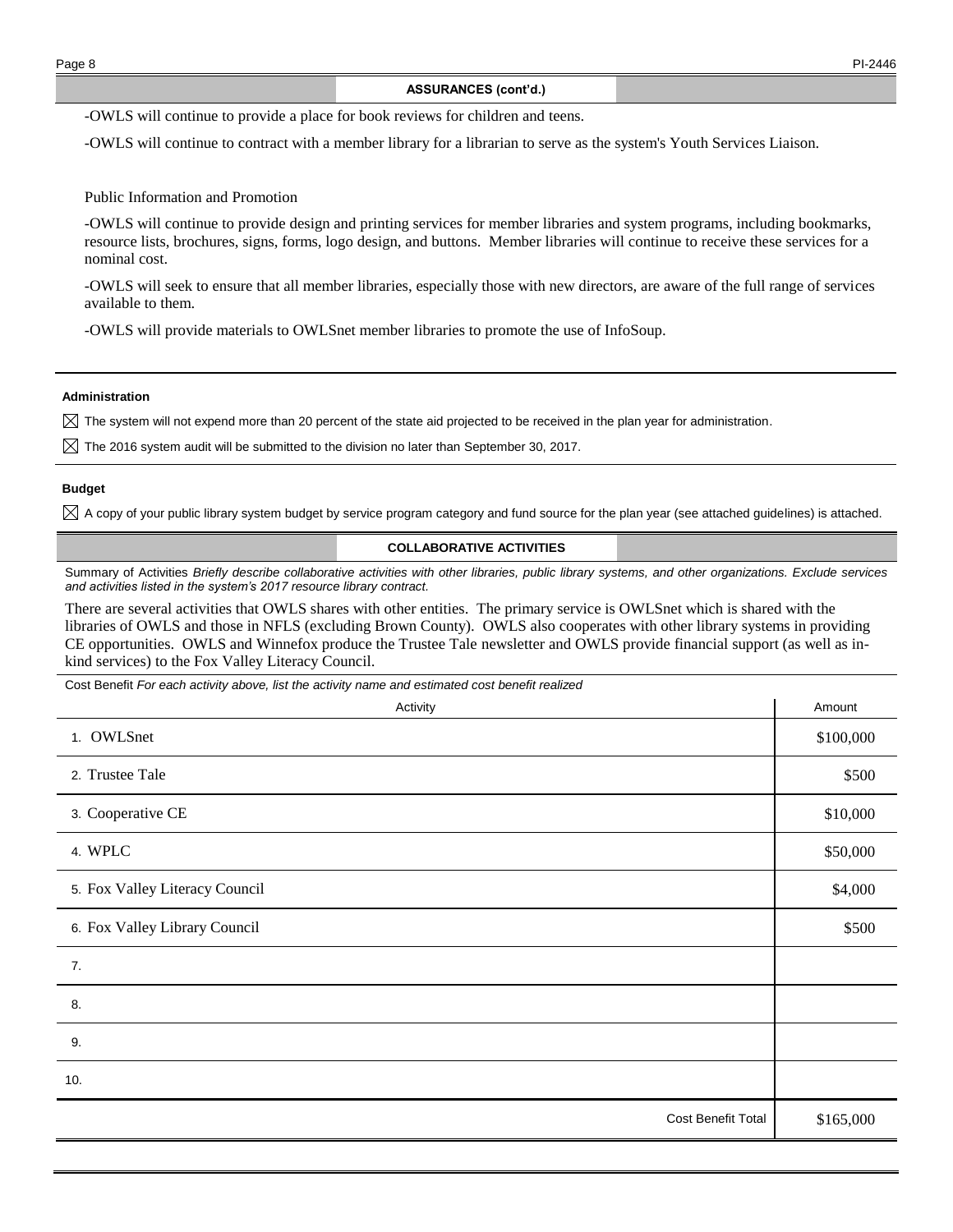## ASSURANCES (cont'd.)

-OWLS will continue to provide a place for book reviews for children and teens.

-OWLS will continue to contract with a member library for a librarian to serve as the system's Youth Services Liaison.

Public Information and Promotion

-OWLS will continue to provide design and printing services for member libraries and system programs, including bookmarks, resource lists, brochures, signs, forms, logo design, and buttons. Member libraries will continue to receive these services for a nominal cost.

-OWLS will seek to ensure that all member libraries, especially those with new directors, are aware of the full range of services available to them.

-OWLS will provide materials to OWLSnet member libraries to promote the use of InfoSoup.

### Administration

☒ The system will not expend more than 20 percent of the state aid projected to be received in the plan year for administration.

☒ The 2016 system audit will be submitted to the division no later than September 30, 2017.

### Budget

☒ A copy of your public library system budget by service program category and fund source for the plan year (see attached guidelines) is attached.

## COLLABORATIVE ACTIVITIES

Summary of Activities *Briefly describe collaborative activities with other libraries, public library systems, and other organizations. Exclude services and activities listed in the system's 2017 resource library contract.*

There are several activities that OWLS shares with other entities. The primary service is OWLSnet which is shared with the libraries of OWLS and those in NFLS (excluding Brown County). OWLS also cooperates with other library systems in providing CE opportunities. OWLS and Winnefox produce the Trustee Tale newsletter and OWLS provide financial support (as well as in-kind services) to the Fox Valley Literacy Council.

Cost Benefit *For each activity above, list the activity name and estimated cost benefit realized*

| Activity | Amount |
|---|---|
| 1. OWLSnet | $100,000 |
| 2. Trustee Tale | $500 |
| 3. Cooperative CE | $10,000 |
| 4. WPLC | $50,000 |
| 5. Fox Valley Literacy Council | $4,000 |
| 6. Fox Valley Library Council | $500 |
| 7. | |
| 8. | |
| 9. | |
| 10. | |
| Cost Benefit Total | $165,000 |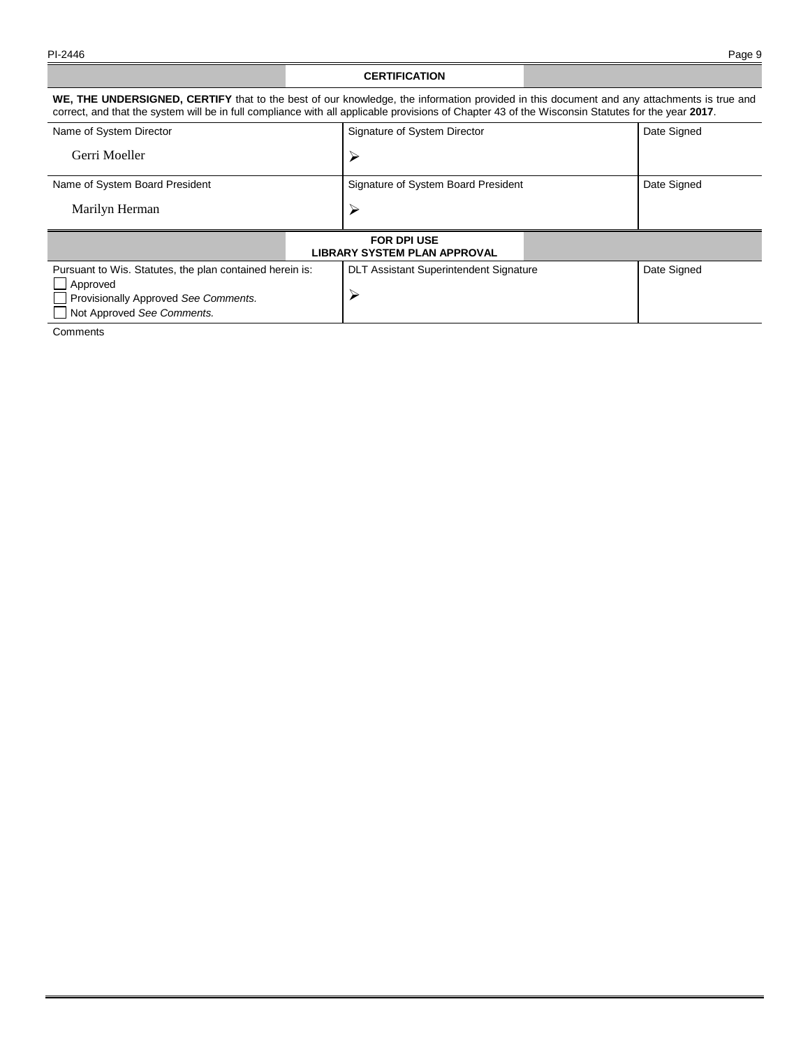## CERTIFICATION

**WE, THE UNDERSIGNED, CERTIFY** that to the best of our knowledge, the information provided in this document and any attachments is true and correct, and that the system will be in full compliance with all applicable provisions of Chapter 43 of the Wisconsin Statutes for the year **2017**.

| Name of System Director | Signature of System Director | Date Signed |
|---|---|---|
| Gerri Moeller | ➢ | |
| **Name of System Board President** | **Signature of System Board President** | **Date Signed** |
| Marilyn Herman | ➢ | |

## FOR DPI USE
## LIBRARY SYSTEM PLAN APPROVAL

| Pursuant to Wis. Statutes, the plan contained herein is: | DLT Assistant Superintendent Signature | Date Signed |
|---|---|---|
| ☐ Approved<br>☐ Provisionally Approved *See Comments.*<br>☐ Not Approved *See Comments.* | ➢ | |

Comments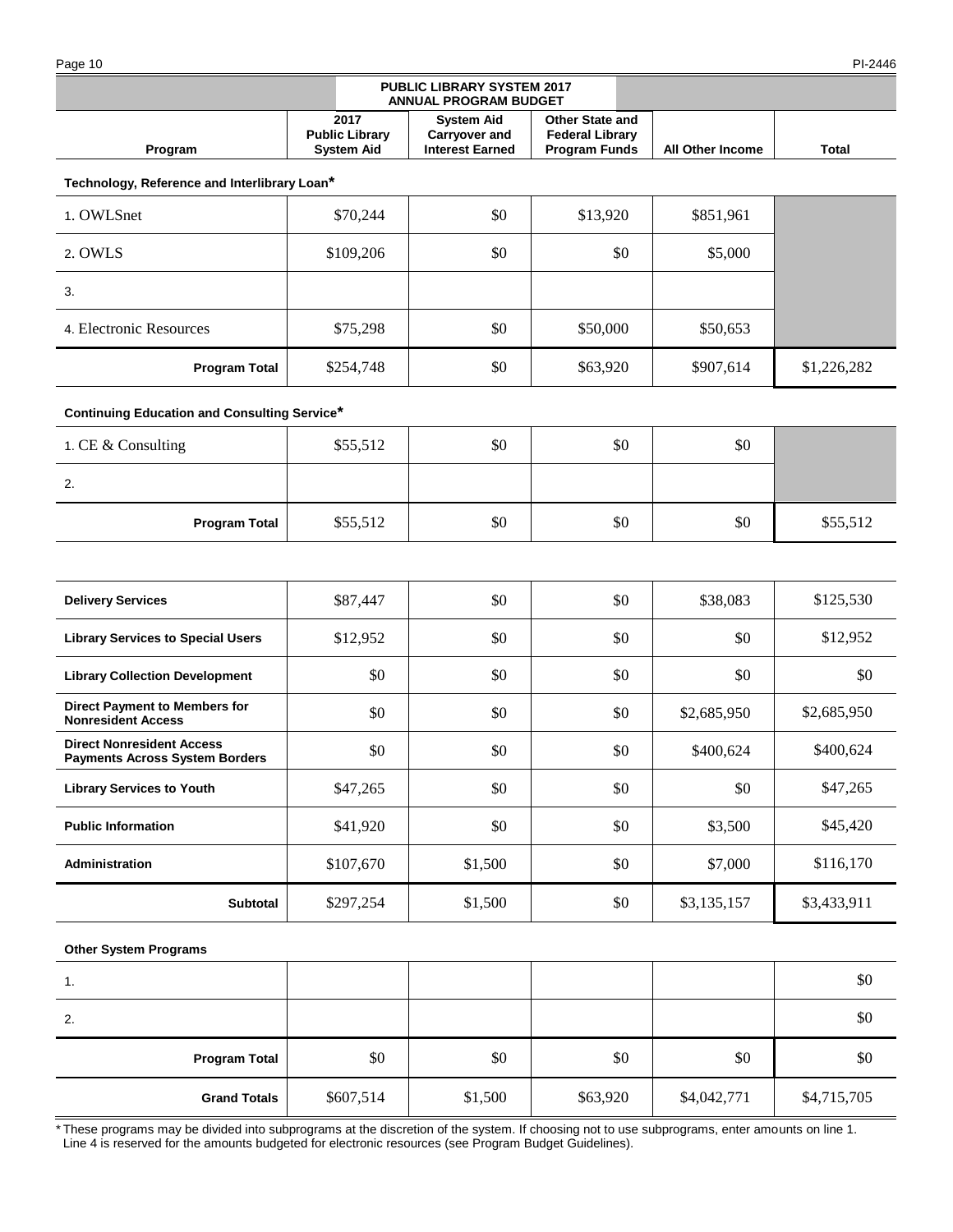## PUBLIC LIBRARY SYSTEM 2017 ANNUAL PROGRAM BUDGET

| Program | 2017 Public Library System Aid | System Aid Carryover and Interest Earned | Other State and Federal Library Program Funds | All Other Income | Total |
|---|---|---|---|---|---|
| **Technology, Reference and Interlibrary Loan*** | | | | | |
| 1. OWLSnet | $70,244 | $0 | $13,920 | $851,961 | |
| 2. OWLS | $109,206 | $0 | $0 | $5,000 | |
| 3. | | | | | |
| 4. Electronic Resources | $75,298 | $0 | $50,000 | $50,653 | |
| **Program Total** | $254,748 | $0 | $63,920 | $907,614 | $1,226,282 |
| **Continuing Education and Consulting Service*** | | | | | |
| 1. CE & Consulting | $55,512 | $0 | $0 | $0 | |
| 2. | | | | | |
| **Program Total** | $55,512 | $0 | $0 | $0 | $55,512 |
| **Delivery Services** | $87,447 | $0 | $0 | $38,083 | $125,530 |
| **Library Services to Special Users** | $12,952 | $0 | $0 | $0 | $12,952 |
| **Library Collection Development** | $0 | $0 | $0 | $0 | $0 |
| **Direct Payment to Members for Nonresident Access** | $0 | $0 | $0 | $2,685,950 | $2,685,950 |
| **Direct Nonresident Access Payments Across System Borders** | $0 | $0 | $0 | $400,624 | $400,624 |
| **Library Services to Youth** | $47,265 | $0 | $0 | $0 | $47,265 |
| **Public Information** | $41,920 | $0 | $0 | $3,500 | $45,420 |
| **Administration** | $107,670 | $1,500 | $0 | $7,000 | $116,170 |
| **Subtotal** | $297,254 | $1,500 | $0 | $3,135,157 | $3,433,911 |
| **Other System Programs** | | | | | |
| 1. | | | | | $0 |
| 2. | | | | | $0 |
| **Program Total** | $0 | $0 | $0 | $0 | $0 |
| **Grand Totals** | $607,514 | $1,500 | $63,920 | $4,042,771 | $4,715,705 |

* These programs may be divided into subprograms at the discretion of the system. If choosing not to use subprograms, enter amounts on line 1. Line 4 is reserved for the amounts budgeted for electronic resources (see Program Budget Guidelines).